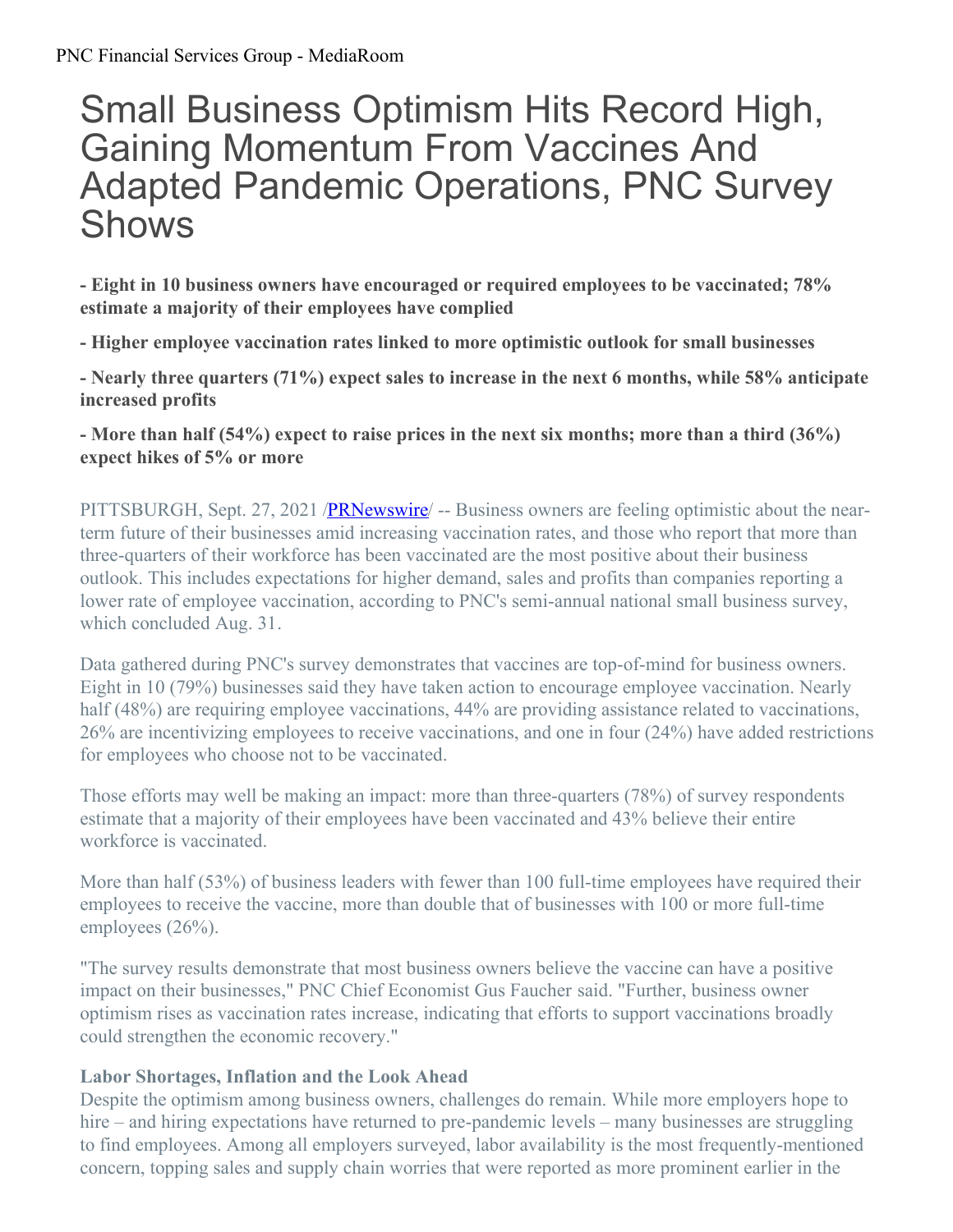# Small Business Optimism Hits Record High, Gaining Momentum From Vaccines And Adapted Pandemic Operations, PNC Survey Shows

**- Eight in 10 business owners have encouraged or required employees to be vaccinated; 78% estimate a majority of their employees have complied**

**- Higher employee vaccination rates linked to more optimistic outlook for small businesses**

**- Nearly three quarters (71%) expect sales to increase in the next 6 months, while 58% anticipate increased profits**

**- More than half (54%) expect to raise prices in the next six months; more than a third (36%) expect hikes of 5% or more**

PITTSBURGH, Sept. 27, 2021 /PRNewswire/ -- Business owners are feeling optimistic about the near-term future of their businesses amid increasing vaccination rates, and those who report that more than three-quarters of their workforce has been vaccinated are the most positive about their business outlook. This includes expectations for higher demand, sales and profits than companies reporting a lower rate of employee vaccination, according to PNC's semi-annual national small business survey, which concluded Aug. 31.

Data gathered during PNC's survey demonstrates that vaccines are top-of-mind for business owners. Eight in 10 (79%) businesses said they have taken action to encourage employee vaccination. Nearly half (48%) are requiring employee vaccinations, 44% are providing assistance related to vaccinations, 26% are incentivizing employees to receive vaccinations, and one in four (24%) have added restrictions for employees who choose not to be vaccinated.

Those efforts may well be making an impact: more than three-quarters (78%) of survey respondents estimate that a majority of their employees have been vaccinated and 43% believe their entire workforce is vaccinated.

More than half (53%) of business leaders with fewer than 100 full-time employees have required their employees to receive the vaccine, more than double that of businesses with 100 or more full-time employees (26%).

"The survey results demonstrate that most business owners believe the vaccine can have a positive impact on their businesses," PNC Chief Economist Gus Faucher said. "Further, business owner optimism rises as vaccination rates increase, indicating that efforts to support vaccinations broadly could strengthen the economic recovery."

**Labor Shortages, Inflation and the Look Ahead**

Despite the optimism among business owners, challenges do remain. While more employers hope to hire – and hiring expectations have returned to pre-pandemic levels – many businesses are struggling to find employees. Among all employers surveyed, labor availability is the most frequently-mentioned concern, topping sales and supply chain worries that were reported as more prominent earlier in the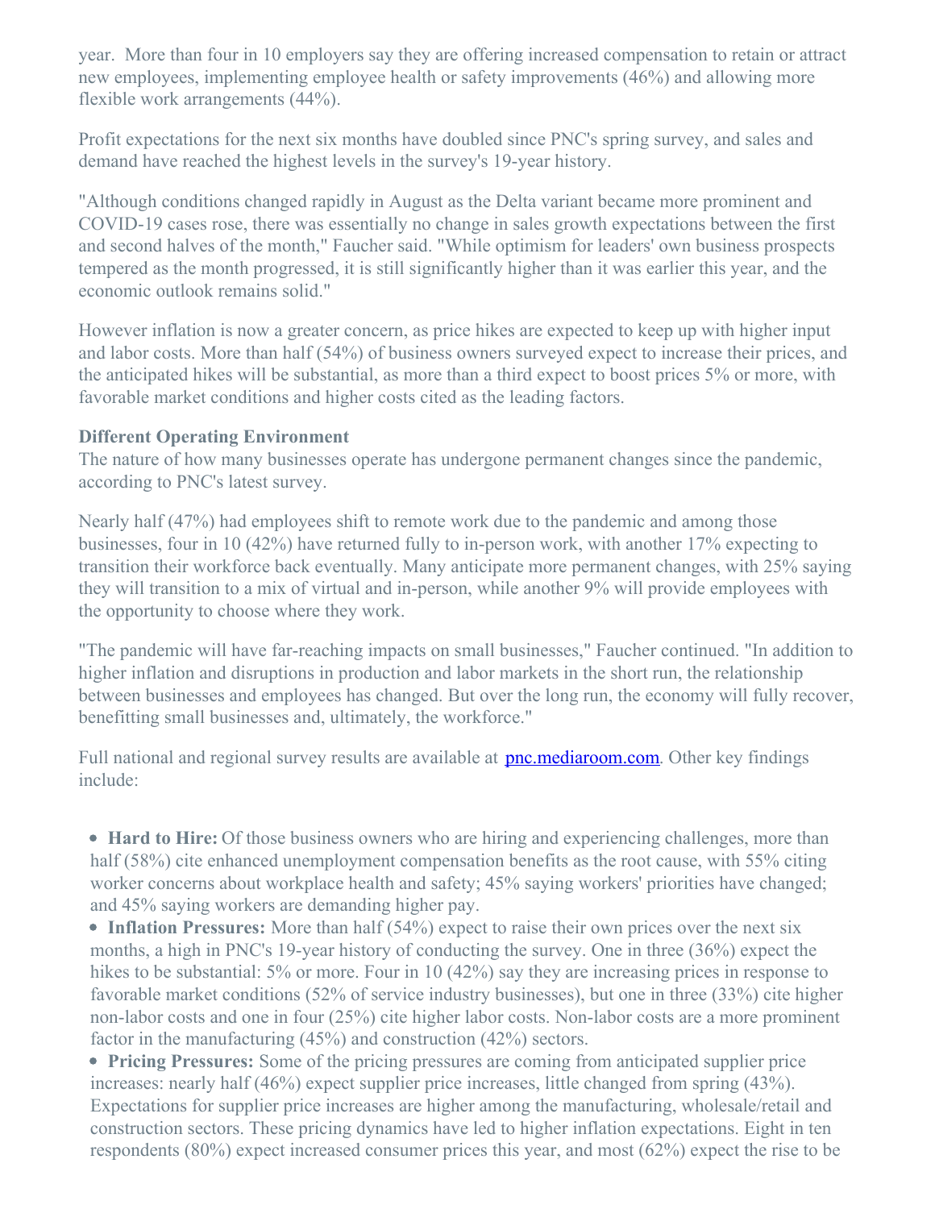year. More than four in 10 employers say they are offering increased compensation to retain or attract new employees, implementing employee health or safety improvements (46%) and allowing more flexible work arrangements (44%).

Profit expectations for the next six months have doubled since PNC's spring survey, and sales and demand have reached the highest levels in the survey's 19-year history.

"Although conditions changed rapidly in August as the Delta variant became more prominent and COVID-19 cases rose, there was essentially no change in sales growth expectations between the first and second halves of the month," Faucher said. "While optimism for leaders' own business prospects tempered as the month progressed, it is still significantly higher than it was earlier this year, and the economic outlook remains solid."

However inflation is now a greater concern, as price hikes are expected to keep up with higher input and labor costs. More than half (54%) of business owners surveyed expect to increase their prices, and the anticipated hikes will be substantial, as more than a third expect to boost prices 5% or more, with favorable market conditions and higher costs cited as the leading factors.

**Different Operating Environment**

The nature of how many businesses operate has undergone permanent changes since the pandemic, according to PNC's latest survey.

Nearly half (47%) had employees shift to remote work due to the pandemic and among those businesses, four in 10 (42%) have returned fully to in-person work, with another 17% expecting to transition their workforce back eventually. Many anticipate more permanent changes, with 25% saying they will transition to a mix of virtual and in-person, while another 9% will provide employees with the opportunity to choose where they work.

"The pandemic will have far-reaching impacts on small businesses," Faucher continued. "In addition to higher inflation and disruptions in production and labor markets in the short run, the relationship between businesses and employees has changed. But over the long run, the economy will fully recover, benefitting small businesses and, ultimately, the workforce."

Full national and regional survey results are available at [pnc.mediaroom.com](pnc.mediaroom.com). Other key findings include:

- **Hard to Hire:** Of those business owners who are hiring and experiencing challenges, more than half (58%) cite enhanced unemployment compensation benefits as the root cause, with 55% citing worker concerns about workplace health and safety; 45% saying workers' priorities have changed; and 45% saying workers are demanding higher pay.
- **Inflation Pressures:** More than half (54%) expect to raise their own prices over the next six months, a high in PNC's 19-year history of conducting the survey. One in three (36%) expect the hikes to be substantial: 5% or more. Four in 10 (42%) say they are increasing prices in response to favorable market conditions (52% of service industry businesses), but one in three (33%) cite higher non-labor costs and one in four (25%) cite higher labor costs. Non-labor costs are a more prominent factor in the manufacturing (45%) and construction (42%) sectors.
- **Pricing Pressures:** Some of the pricing pressures are coming from anticipated supplier price increases: nearly half (46%) expect supplier price increases, little changed from spring (43%). Expectations for supplier price increases are higher among the manufacturing, wholesale/retail and construction sectors. These pricing dynamics have led to higher inflation expectations. Eight in ten respondents (80%) expect increased consumer prices this year, and most (62%) expect the rise to be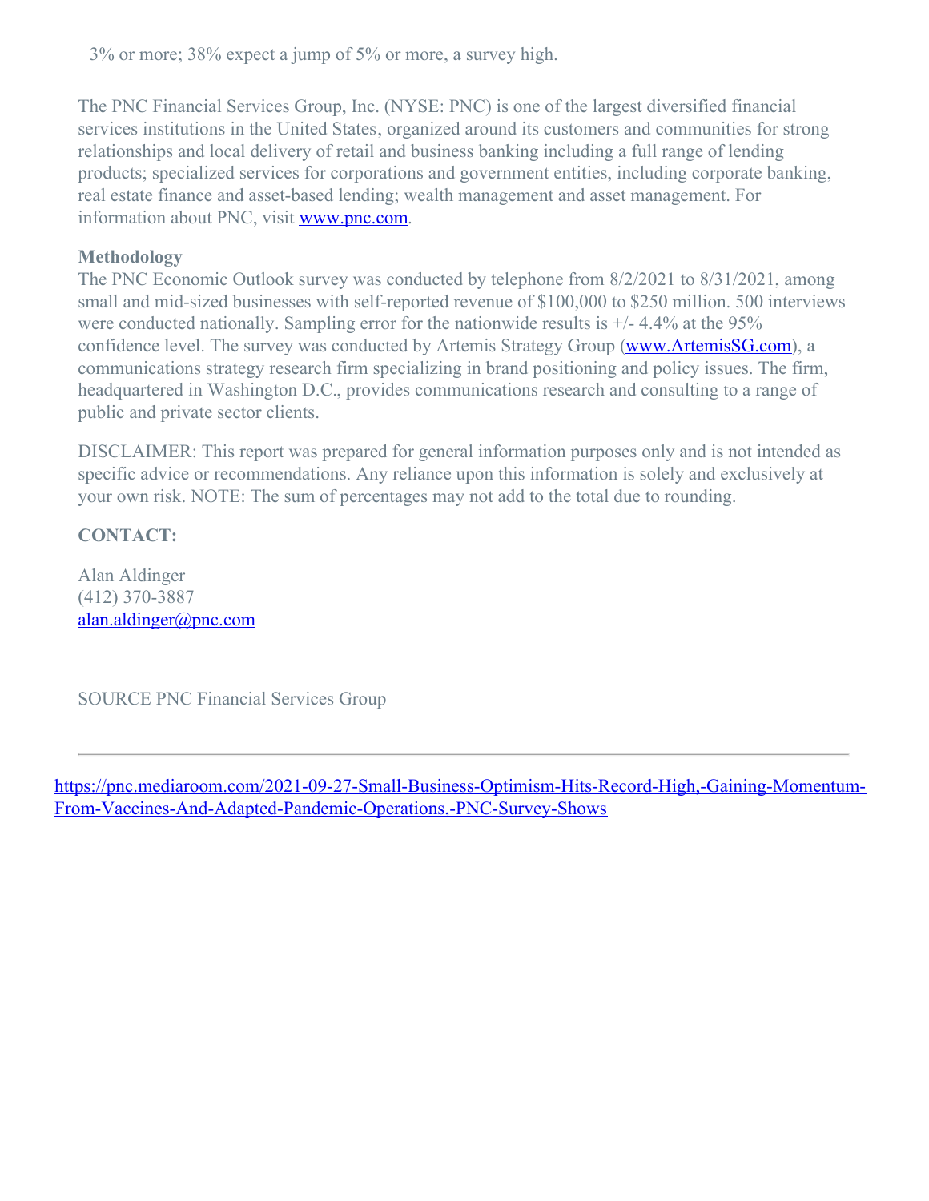3% or more; 38% expect a jump of 5% or more, a survey high.

The PNC Financial Services Group, Inc. (NYSE: PNC) is one of the largest diversified financial services institutions in the United States, organized around its customers and communities for strong relationships and local delivery of retail and business banking including a full range of lending products; specialized services for corporations and government entities, including corporate banking, real estate finance and asset-based lending; wealth management and asset management. For information about PNC, visit [www.pnc.com](www.pnc.com).

**Methodology**
The PNC Economic Outlook survey was conducted by telephone from 8/2/2021 to 8/31/2021, among small and mid-sized businesses with self-reported revenue of $100,000 to $250 million. 500 interviews were conducted nationally. Sampling error for the nationwide results is +/- 4.4% at the 95% confidence level. The survey was conducted by Artemis Strategy Group ([www.ArtemisSG.com](www.ArtemisSG.com)), a communications strategy research firm specializing in brand positioning and policy issues. The firm, headquartered in Washington D.C., provides communications research and consulting to a range of public and private sector clients.

DISCLAIMER: This report was prepared for general information purposes only and is not intended as specific advice or recommendations. Any reliance upon this information is solely and exclusively at your own risk. NOTE: The sum of percentages may not add to the total due to rounding.

**CONTACT:**

Alan Aldinger
(412) 370-3887
[alan.aldinger@pnc.com](mailto:alan.aldinger@pnc.com)

SOURCE PNC Financial Services Group

---

[https://pnc.mediaroom.com/2021-09-27-Small-Business-Optimism-Hits-Record-High,-Gaining-Momentum-From-Vaccines-And-Adapted-Pandemic-Operations,-PNC-Survey-Shows](https://pnc.mediaroom.com/2021-09-27-Small-Business-Optimism-Hits-Record-High,-Gaining-Momentum-From-Vaccines-And-Adapted-Pandemic-Operations,-PNC-Survey-Shows)